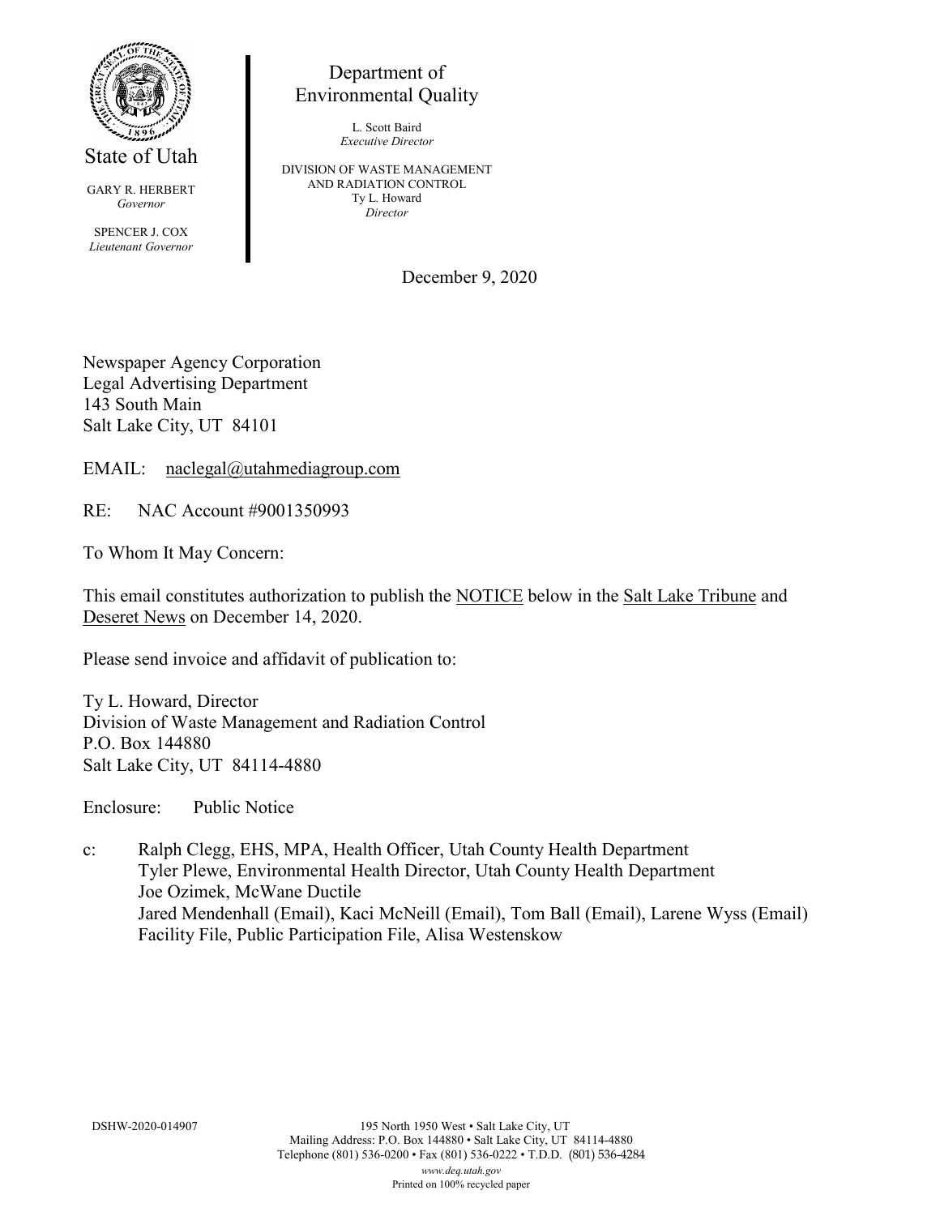State of Utah

GARY R. HERBERT
*Governor*

SPENCER J. COX
*Lieutenant Governor*

Department of
Environmental Quality

L. Scott Baird
*Executive Director*

DIVISION OF WASTE MANAGEMENT
AND RADIATION CONTROL
Ty L. Howard
*Director*

December 9, 2020

Newspaper Agency Corporation
Legal Advertising Department
143 South Main
Salt Lake City, UT 84101

EMAIL: naclegal@utahmediagroup.com

RE: NAC Account #9001350993

To Whom It May Concern:

This email constitutes authorization to publish the NOTICE below in the Salt Lake Tribune and Deseret News on December 14, 2020.

Please send invoice and affidavit of publication to:

Ty L. Howard, Director
Division of Waste Management and Radiation Control
P.O. Box 144880
Salt Lake City, UT 84114-4880

Enclosure: Public Notice

c: Ralph Clegg, EHS, MPA, Health Officer, Utah County Health Department
Tyler Plewe, Environmental Health Director, Utah County Health Department
Joe Ozimek, McWane Ductile
Jared Mendenhall (Email), Kaci McNeill (Email), Tom Ball (Email), Larene Wyss (Email)
Facility File, Public Participation File, Alisa Westenskow

DSHW-2020-014907

195 North 1950 West • Salt Lake City, UT
Mailing Address: P.O. Box 144880 • Salt Lake City, UT 84114-4880
Telephone (801) 536-0200 • Fax (801) 536-0222 • T.D.D. (801) 536-4284
*www.deq.utah.gov*
Printed on 100% recycled paper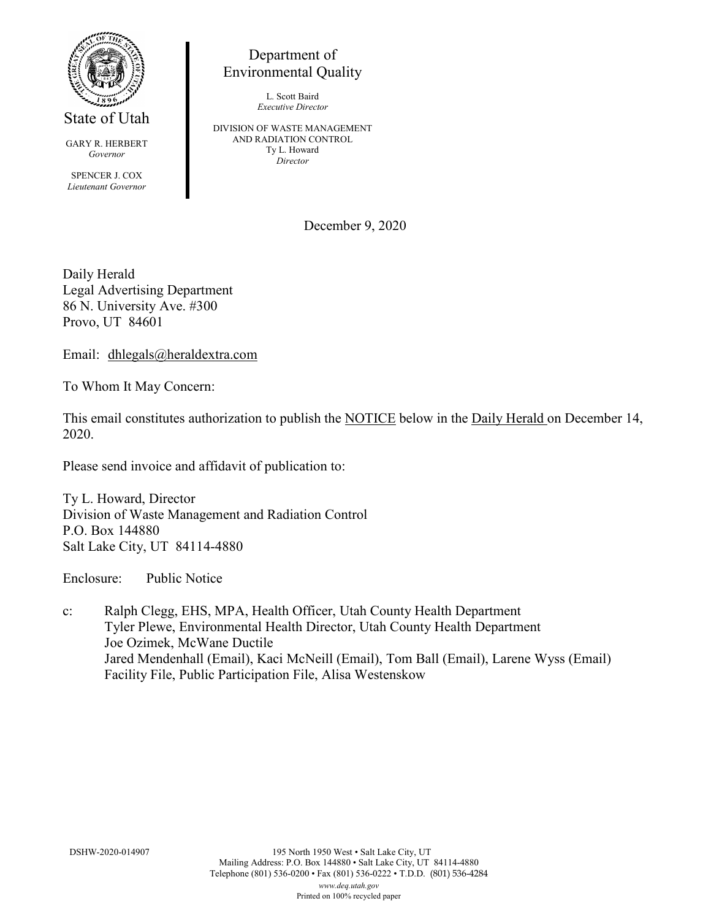State of Utah

GARY R. HERBERT
*Governor*

SPENCER J. COX
*Lieutenant Governor*

Department of
Environmental Quality

L. Scott Baird
*Executive Director*

DIVISION OF WASTE MANAGEMENT
AND RADIATION CONTROL
Ty L. Howard
*Director*

December 9, 2020

Daily Herald
Legal Advertising Department
86 N. University Ave. #300
Provo, UT 84601

Email: dhlegals@heraldextra.com

To Whom It May Concern:

This email constitutes authorization to publish the NOTICE below in the Daily Herald on December 14, 2020.

Please send invoice and affidavit of publication to:

Ty L. Howard, Director
Division of Waste Management and Radiation Control
P.O. Box 144880
Salt Lake City, UT 84114-4880

Enclosure: Public Notice

c: Ralph Clegg, EHS, MPA, Health Officer, Utah County Health Department
Tyler Plewe, Environmental Health Director, Utah County Health Department
Joe Ozimek, McWane Ductile
Jared Mendenhall (Email), Kaci McNeill (Email), Tom Ball (Email), Larene Wyss (Email)
Facility File, Public Participation File, Alisa Westenskow

DSHW-2020-014907

195 North 1950 West • Salt Lake City, UT
Mailing Address: P.O. Box 144880 • Salt Lake City, UT 84114-4880
Telephone (801) 536-0200 • Fax (801) 536-0222 • T.D.D. (801) 536-4284
*www.deq.utah.gov*
Printed on 100% recycled paper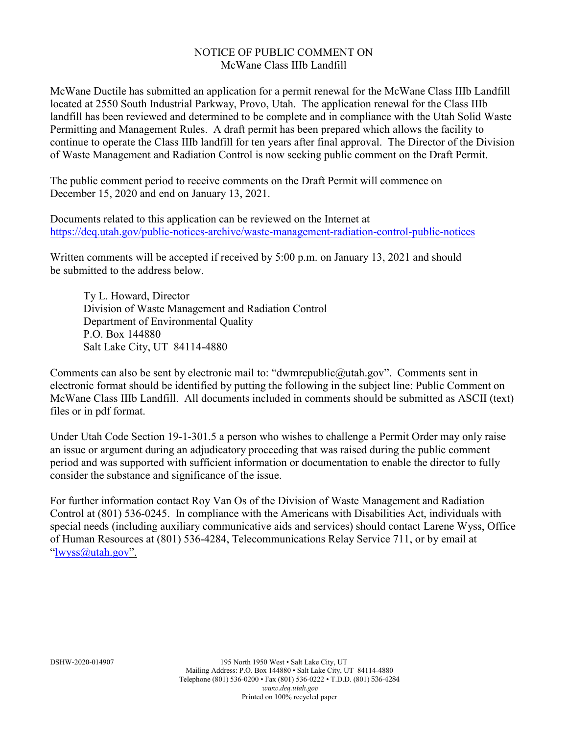# NOTICE OF PUBLIC COMMENT ON
McWane Class IIIb Landfill

McWane Ductile has submitted an application for a permit renewal for the McWane Class IIIb Landfill located at 2550 South Industrial Parkway, Provo, Utah. The application renewal for the Class IIIb landfill has been reviewed and determined to be complete and in compliance with the Utah Solid Waste Permitting and Management Rules. A draft permit has been prepared which allows the facility to continue to operate the Class IIIb landfill for ten years after final approval. The Director of the Division of Waste Management and Radiation Control is now seeking public comment on the Draft Permit.

The public comment period to receive comments on the Draft Permit will commence on December 15, 2020 and end on January 13, 2021.

Documents related to this application can be reviewed on the Internet at https://deq.utah.gov/public-notices-archive/waste-management-radiation-control-public-notices

Written comments will be accepted if received by 5:00 p.m. on January 13, 2021 and should be submitted to the address below.

Ty L. Howard, Director
Division of Waste Management and Radiation Control
Department of Environmental Quality
P.O. Box 144880
Salt Lake City, UT 84114-4880

Comments can also be sent by electronic mail to: "dwmrcpublic@utah.gov". Comments sent in electronic format should be identified by putting the following in the subject line: Public Comment on McWane Class IIIb Landfill. All documents included in comments should be submitted as ASCII (text) files or in pdf format.

Under Utah Code Section 19-1-301.5 a person who wishes to challenge a Permit Order may only raise an issue or argument during an adjudicatory proceeding that was raised during the public comment period and was supported with sufficient information or documentation to enable the director to fully consider the substance and significance of the issue.

For further information contact Roy Van Os of the Division of Waste Management and Radiation Control at (801) 536-0245. In compliance with the Americans with Disabilities Act, individuals with special needs (including auxiliary communicative aids and services) should contact Larene Wyss, Office of Human Resources at (801) 536-4284, Telecommunications Relay Service 711, or by email at "lwyss@utah.gov".

DSHW-2020-014907

195 North 1950 West • Salt Lake City, UT
Mailing Address: P.O. Box 144880 • Salt Lake City, UT 84114-4880
Telephone (801) 536-0200 • Fax (801) 536-0222 • T.D.D. (801) 536-4284
*www.deq.utah.gov*
Printed on 100% recycled paper